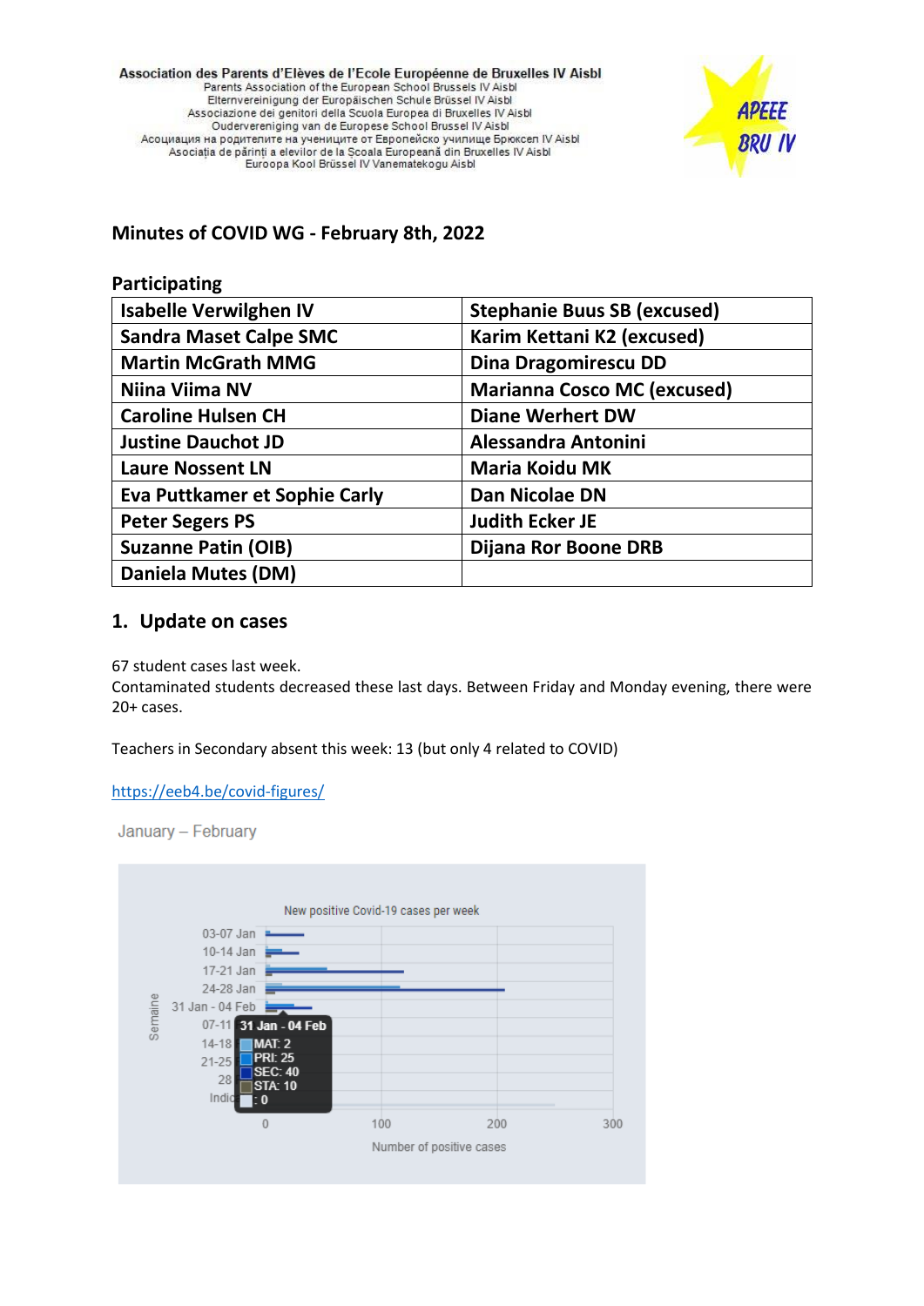**Association des Parents d'Elèves de l'Ecole Européenne de Bruxelles IV Aisbl**
Parents Association of the European School Brussels IV Aisbl
Elternvereinigung der Europäischen Schule Brüssel IV Aisbl
Associazione dei genitori della Scuola Europea di Bruxelles IV Aisbl
Oudervereniging van de Europese School Brussel IV Aisbl
Асоциация на родителите на учениците от Европейско училище Брюксел IV Aisbl
Asociația de părinți a elevilor de la Scoala Europeană din Bruxelles IV Aisbl
Euroopa Kool Brüssel IV Vanematekogu Aisbl

APEEE BRU IV

## Minutes of COVID WG - February 8th, 2022

### Participating

| | |
|---|---|
| **Isabelle Verwilghen IV** | **Stephanie Buus SB (excused)** |
| **Sandra Maset Calpe SMC** | **Karim Kettani K2 (excused)** |
| **Martin McGrath MMG** | **Dina Dragomirescu DD** |
| **Niina Viima NV** | **Marianna Cosco MC (excused)** |
| **Caroline Hulsen CH** | **Diane Werhert DW** |
| **Justine Dauchot JD** | **Alessandra Antonini** |
| **Laure Nossent LN** | **Maria Koidu MK** |
| **Eva Puttkamer et Sophie Carly** | **Dan Nicolae DN** |
| **Peter Segers PS** | **Judith Ecker JE** |
| **Suzanne Patin (OIB)** | **Dijana Ror Boone DRB** |
| **Daniela Mutes (DM)** | |

## 1. Update on cases

67 student cases last week.
Contaminated students decreased these last days. Between Friday and Monday evening, there were 20+ cases.

Teachers in Secondary absent this week: 13 (but only 4 related to COVID)

https://eeb4.be/covid-figures/

January – February

New positive Covid-19 cases per week

31 Jan - 04 Feb
MAT: 2
PRI: 25
SEC: 40
STA: 10
: 0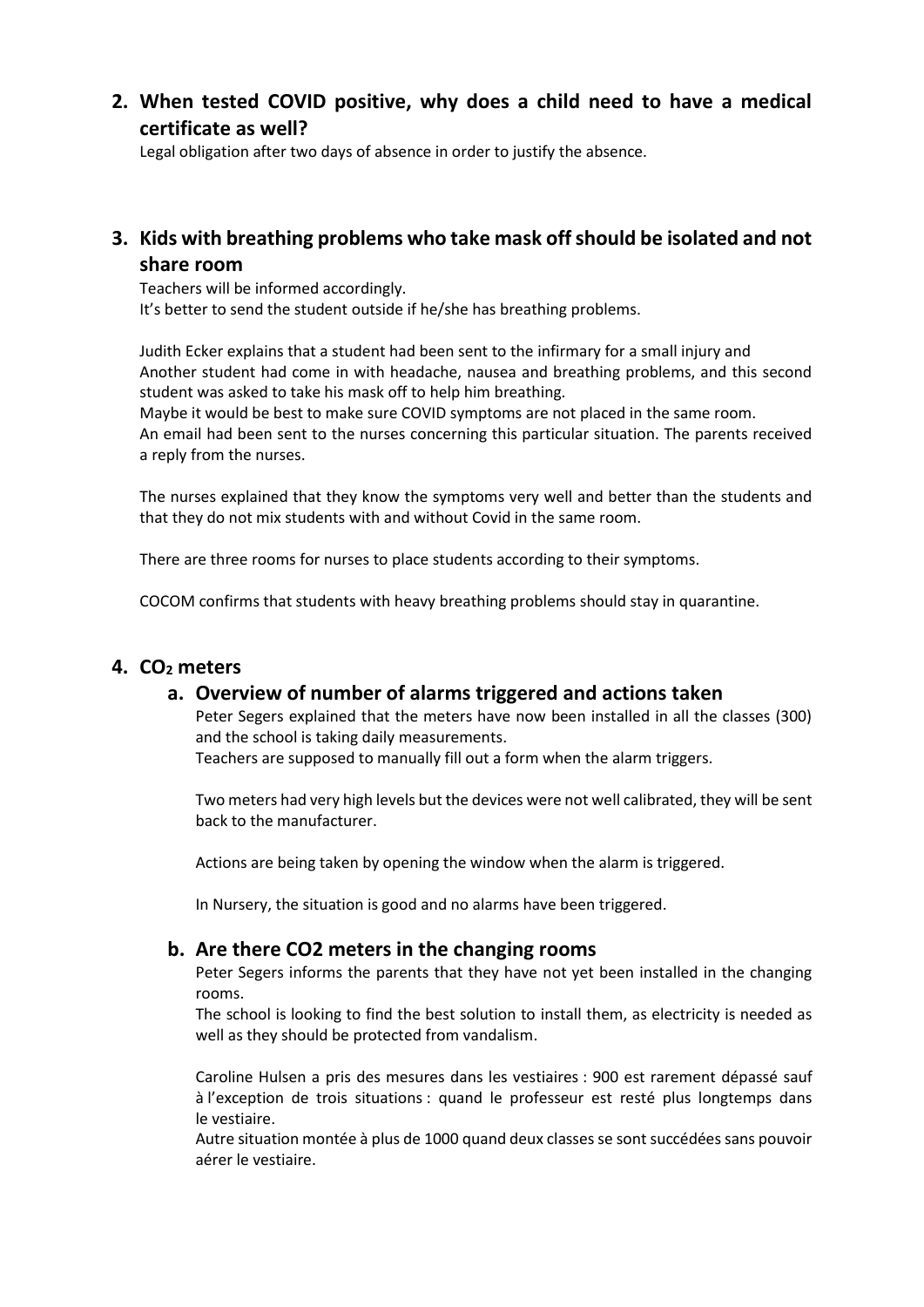## 2. When tested COVID positive, why does a child need to have a medical certificate as well?

Legal obligation after two days of absence in order to justify the absence.

## 3. Kids with breathing problems who take mask off should be isolated and not share room

Teachers will be informed accordingly.
It's better to send the student outside if he/she has breathing problems.

Judith Ecker explains that a student had been sent to the infirmary for a small injury and Another student had come in with headache, nausea and breathing problems, and this second student was asked to take his mask off to help him breathing.
Maybe it would be best to make sure COVID symptoms are not placed in the same room.
An email had been sent to the nurses concerning this particular situation. The parents received a reply from the nurses.

The nurses explained that they know the symptoms very well and better than the students and that they do not mix students with and without Covid in the same room.

There are three rooms for nurses to place students according to their symptoms.

COCOM confirms that students with heavy breathing problems should stay in quarantine.

## 4. $CO_2$ meters

### a. Overview of number of alarms triggered and actions taken

Peter Segers explained that the meters have now been installed in all the classes (300) and the school is taking daily measurements.
Teachers are supposed to manually fill out a form when the alarm triggers.

Two meters had very high levels but the devices were not well calibrated, they will be sent back to the manufacturer.

Actions are being taken by opening the window when the alarm is triggered.

In Nursery, the situation is good and no alarms have been triggered.

### b. Are there CO2 meters in the changing rooms

Peter Segers informs the parents that they have not yet been installed in the changing rooms.
The school is looking to find the best solution to install them, as electricity is needed as well as they should be protected from vandalism.

Caroline Hulsen a pris des mesures dans les vestiaires : 900 est rarement dépassé sauf à l'exception de trois situations : quand le professeur est resté plus longtemps dans le vestiaire.
Autre situation montée à plus de 1000 quand deux classes se sont succédées sans pouvoir aérer le vestiaire.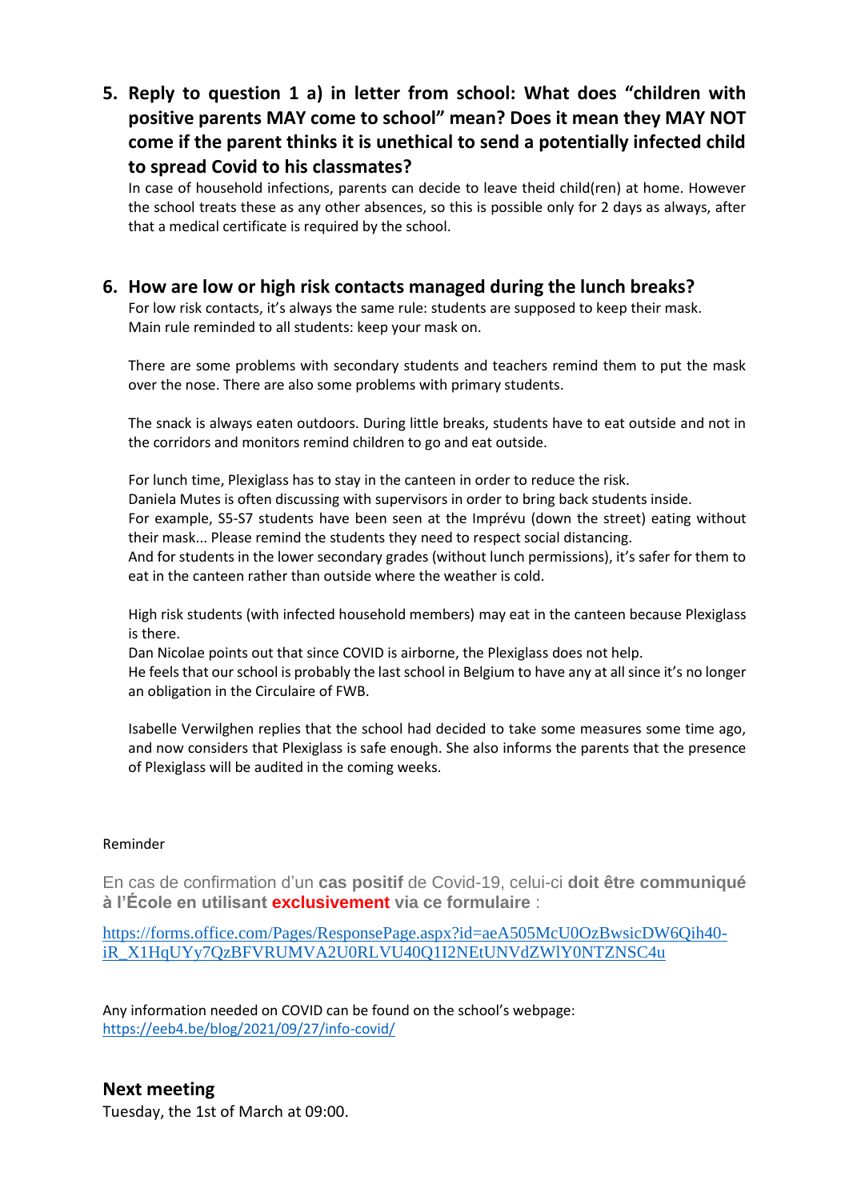**5. Reply to question 1 a) in letter from school: What does "children with positive parents MAY come to school" mean? Does it mean they MAY NOT come if the parent thinks it is unethical to send a potentially infected child to spread Covid to his classmates?**

In case of household infections, parents can decide to leave theid child(ren) at home. However the school treats these as any other absences, so this is possible only for 2 days as always, after that a medical certificate is required by the school.

**6. How are low or high risk contacts managed during the lunch breaks?**

For low risk contacts, it's always the same rule: students are supposed to keep their mask. Main rule reminded to all students: keep your mask on.

There are some problems with secondary students and teachers remind them to put the mask over the nose. There are also some problems with primary students.

The snack is always eaten outdoors. During little breaks, students have to eat outside and not in the corridors and monitors remind children to go and eat outside.

For lunch time, Plexiglass has to stay in the canteen in order to reduce the risk.
Daniela Mutes is often discussing with supervisors in order to bring back students inside.
For example, S5-S7 students have been seen at the Imprévu (down the street) eating without their mask... Please remind the students they need to respect social distancing.
And for students in the lower secondary grades (without lunch permissions), it's safer for them to eat in the canteen rather than outside where the weather is cold.

High risk students (with infected household members) may eat in the canteen because Plexiglass is there.
Dan Nicolae points out that since COVID is airborne, the Plexiglass does not help.
He feels that our school is probably the last school in Belgium to have any at all since it's no longer an obligation in the Circulaire of FWB.

Isabelle Verwilghen replies that the school had decided to take some measures some time ago, and now considers that Plexiglass is safe enough. She also informs the parents that the presence of Plexiglass will be audited in the coming weeks.

Reminder

En cas de confirmation d'un **cas positif** de Covid-19, celui-ci **doit être communiqué à l'École en utilisant exclusivement via ce formulaire** :

https://forms.office.com/Pages/ResponsePage.aspx?id=aeA505McU0OzBwsicDW6Qih40-iR_X1HqUYy7QzBFVRUMVA2U0RLVU40Q1I2NEtUNVdZWlY0NTZNSC4u

Any information needed on COVID can be found on the school's webpage:
https://eeb4.be/blog/2021/09/27/info-covid/

## Next meeting

Tuesday, the 1st of March at 09:00.